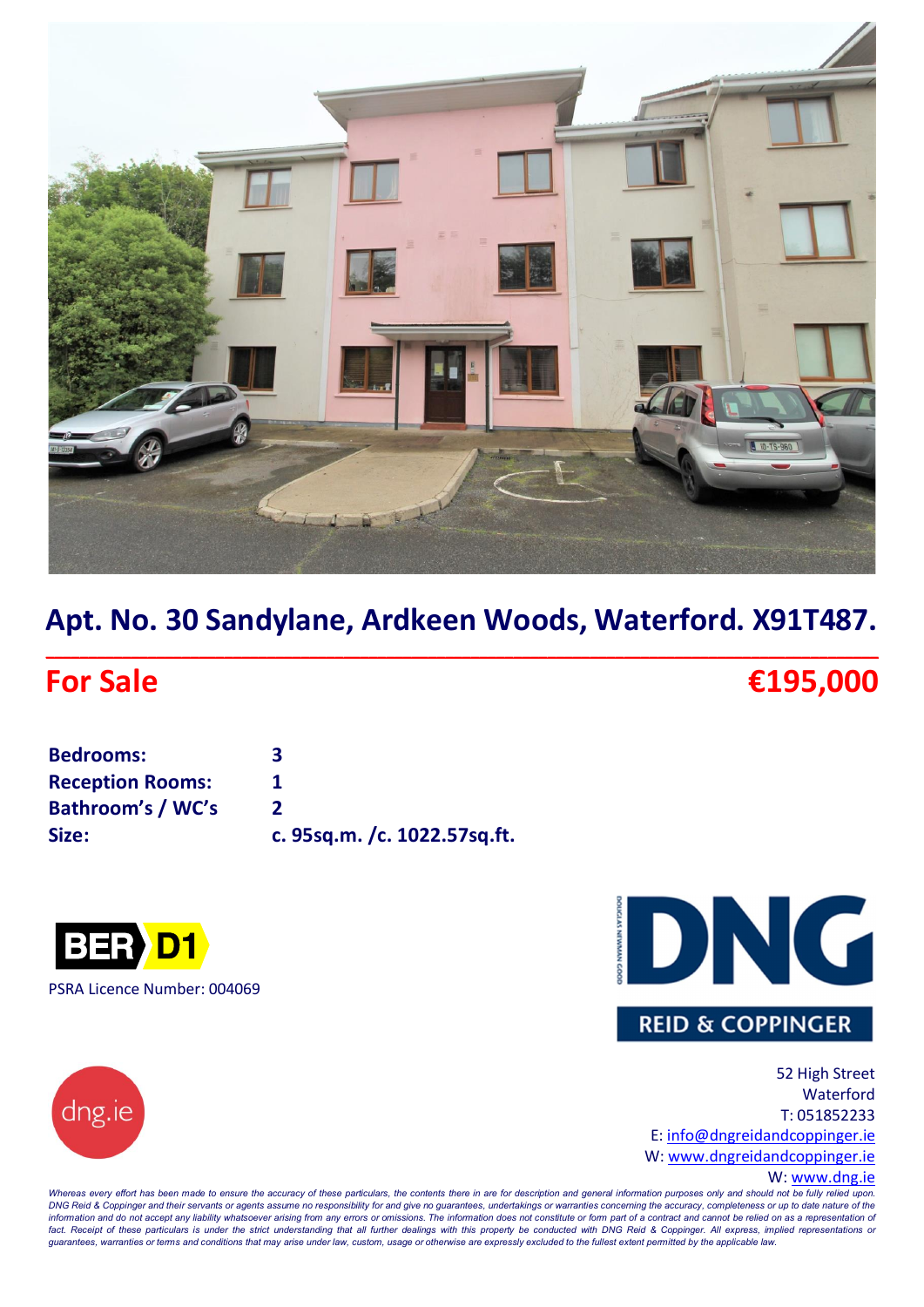# Apt. No. 30 Sandylane, Ardkeen Woods, Waterford. X91T487.

## For Sale €195,000

| | |
|---|---|
| **Bedrooms:** | **3** |
| **Reception Rooms:** | **1** |
| **Bathroom's / WC's** | **2** |
| **Size:** | **c. 95sq.m. /c. 1022.57sq.ft.** |

**BER D1**

PSRA Licence Number: 004069

DNG REID & COPPINGER

dng.ie

52 High Street
Waterford
T: 051852233
E: info@dngreidandcoppinger.ie
W: www.dngreidandcoppinger.ie
W: www.dng.ie

*Whereas every effort has been made to ensure the accuracy of these particulars, the contents there in are for description and general information purposes only and should not be fully relied upon. DNG Reid & Coppinger and their servants or agents assume no responsibility for and give no guarantees, undertakings or warranties concerning the accuracy, completeness or up to date nature of the information and do not accept any liability whatsoever arising from any errors or omissions. The information does not constitute or form part of a contract and cannot be relied on as a representation of fact. Receipt of these particulars is under the strict understanding that all further dealings with this property be conducted with DNG Reid & Coppinger. All express, implied representations or guarantees, warranties or terms and conditions that may arise under law, custom, usage or otherwise are expressly excluded to the fullest extent permitted by the applicable law.*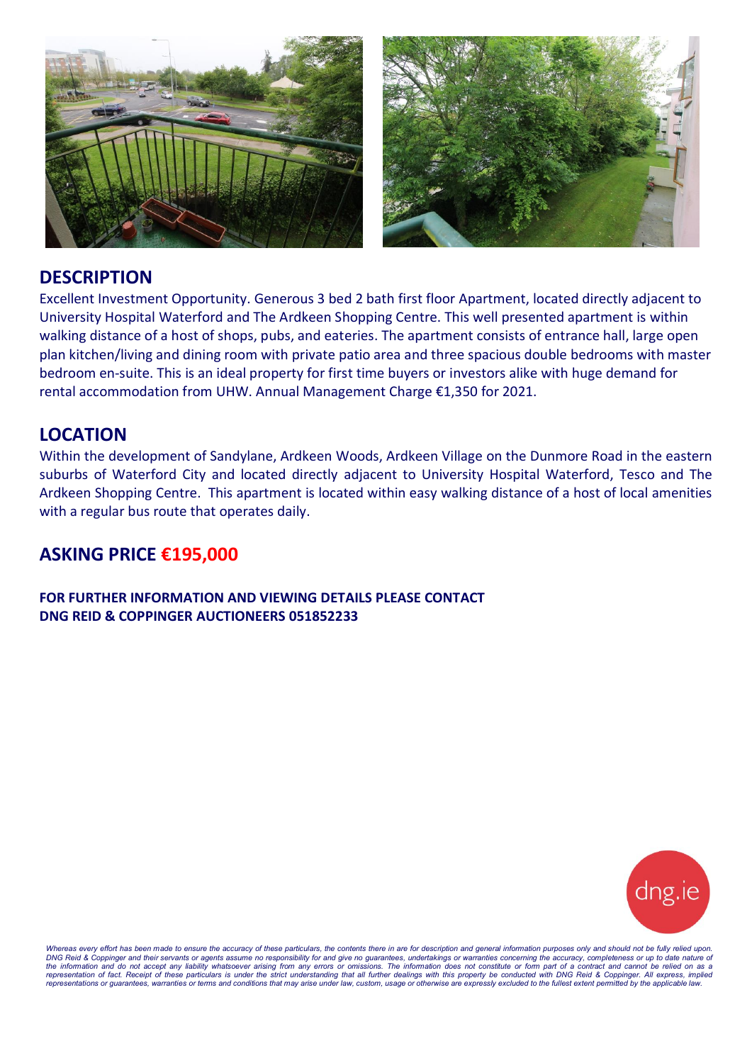## DESCRIPTION

Excellent Investment Opportunity. Generous 3 bed 2 bath first floor Apartment, located directly adjacent to University Hospital Waterford and The Ardkeen Shopping Centre. This well presented apartment is within walking distance of a host of shops, pubs, and eateries. The apartment consists of entrance hall, large open plan kitchen/living and dining room with private patio area and three spacious double bedrooms with master bedroom en-suite. This is an ideal property for first time buyers or investors alike with huge demand for rental accommodation from UHW. Annual Management Charge €1,350 for 2021.

## LOCATION

Within the development of Sandylane, Ardkeen Woods, Ardkeen Village on the Dunmore Road in the eastern suburbs of Waterford City and located directly adjacent to University Hospital Waterford, Tesco and The Ardkeen Shopping Centre. This apartment is located within easy walking distance of a host of local amenities with a regular bus route that operates daily.

## ASKING PRICE €195,000

**FOR FURTHER INFORMATION AND VIEWING DETAILS PLEASE CONTACT**
**DNG REID & COPPINGER AUCTIONEERS 051852233**

dng.ie

*Whereas every effort has been made to ensure the accuracy of these particulars, the contents there in are for description and general information purposes only and should not be fully relied upon. DNG Reid & Coppinger and their servants or agents assume no responsibility for and give no guarantees, undertakings or warranties concerning the accuracy, completeness or up to date nature of the information and do not accept any liability whatsoever arising from any errors or omissions. The information does not constitute or form part of a contract and cannot be relied on as a representation of fact. Receipt of these particulars is under the strict understanding that all further dealings with this property be conducted with DNG Reid & Coppinger. All express, implied representations or guarantees, warranties or terms and conditions that may arise under law, custom, usage or otherwise are expressly excluded to the fullest extent permitted by the applicable law.*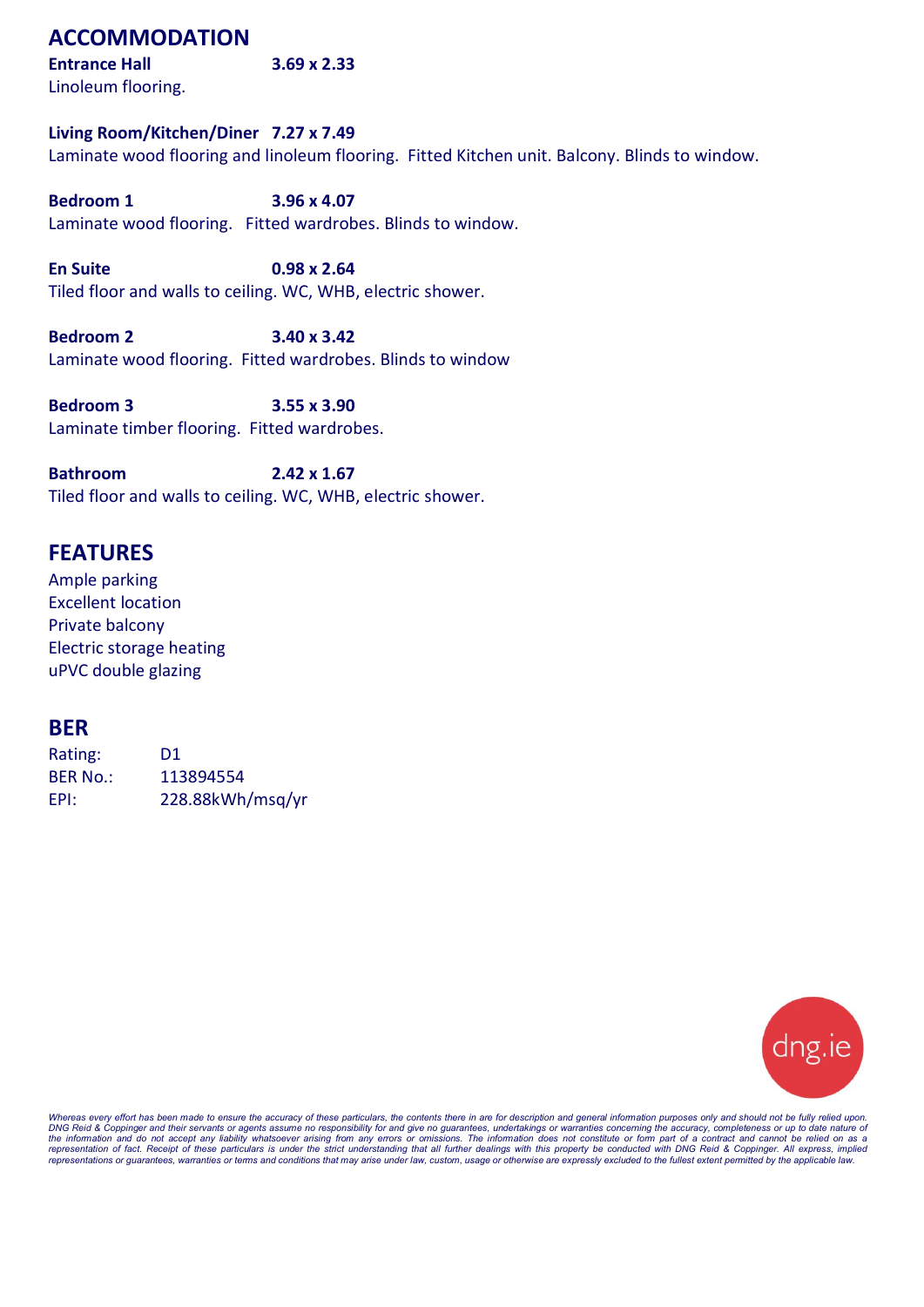## ACCOMMODATION

**Entrance Hall** **3.69 x 2.33**
Linoleum flooring.

**Living Room/Kitchen/Diner** **7.27 x 7.49**
Laminate wood flooring and linoleum flooring. Fitted Kitchen unit. Balcony. Blinds to window.

**Bedroom 1** **3.96 x 4.07**
Laminate wood flooring. Fitted wardrobes. Blinds to window.

**En Suite** **0.98 x 2.64**
Tiled floor and walls to ceiling. WC, WHB, electric shower.

**Bedroom 2** **3.40 x 3.42**
Laminate wood flooring. Fitted wardrobes. Blinds to window

**Bedroom 3** **3.55 x 3.90**
Laminate timber flooring. Fitted wardrobes.

**Bathroom** **2.42 x 1.67**
Tiled floor and walls to ceiling. WC, WHB, electric shower.

## FEATURES

Ample parking
Excellent location
Private balcony
Electric storage heating
uPVC double glazing

## BER

| | |
|---|---|
| Rating: | D1 |
| BER No.: | 113894554 |
| EPI: | 228.88kWh/msq/yr |

dng.ie

*Whereas every effort has been made to ensure the accuracy of these particulars, the contents there in are for description and general information purposes only and should not be fully relied upon. DNG Reid & Coppinger and their servants or agents assume no responsibility for and give no guarantees, undertakings or warranties concerning the accuracy, completeness or up to date nature of the information and do not accept any liability whatsoever arising from any errors or omissions. The information does not constitute or form part of a contract and cannot be relied on as a representation of fact. Receipt of these particulars is under the strict understanding that all further dealings with this property be conducted with DNG Reid & Coppinger. All express, implied representations or guarantees, warranties or terms and conditions that may arise under law, custom, usage or otherwise are expressly excluded to the fullest extent permitted by the applicable law.*